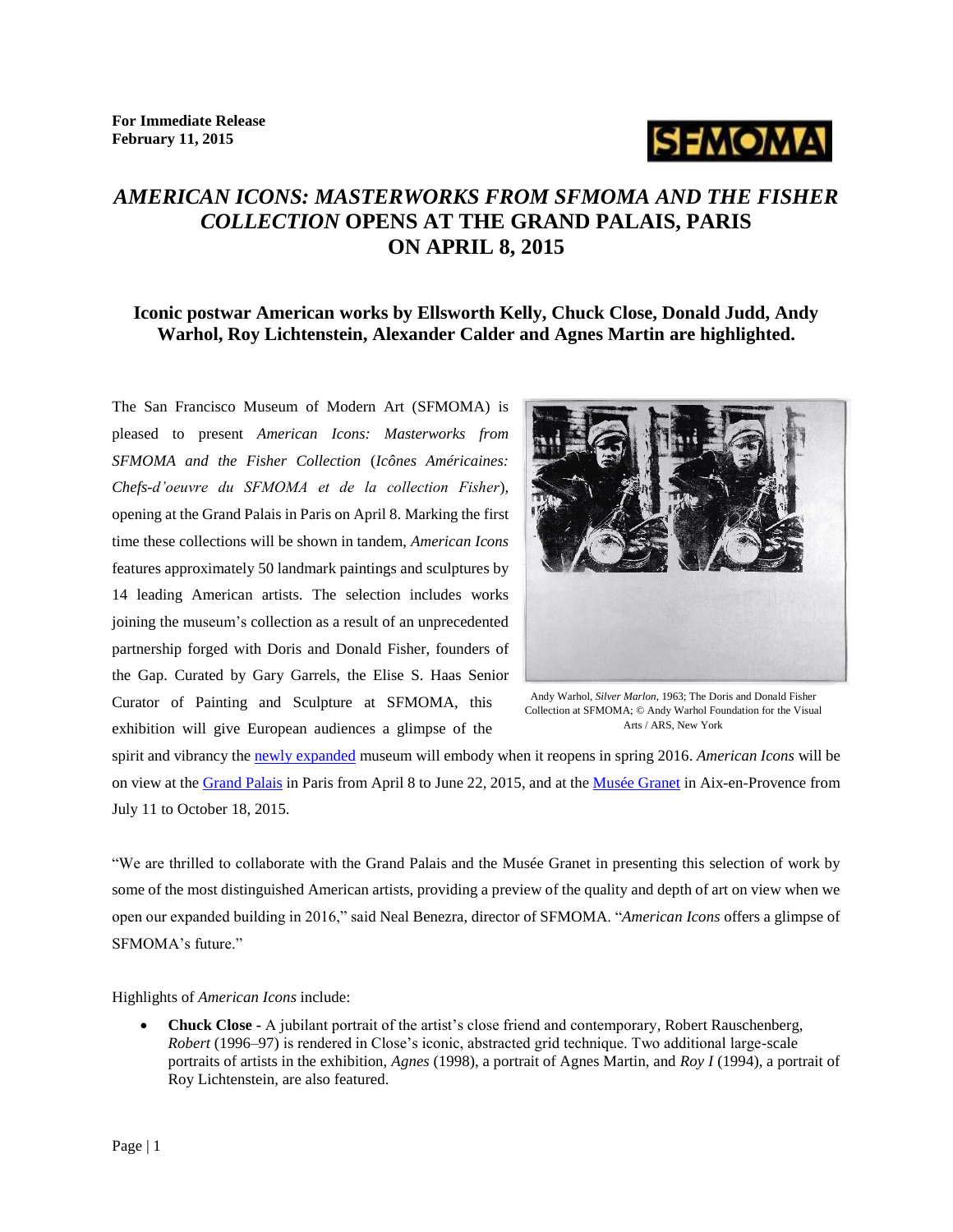**For Immediate Release**
**February 11, 2015**

# *AMERICAN ICONS: MASTERWORKS FROM SFMOMA AND THE FISHER COLLECTION* OPENS AT THE GRAND PALAIS, PARIS ON APRIL 8, 2015

## Iconic postwar American works by Ellsworth Kelly, Chuck Close, Donald Judd, Andy Warhol, Roy Lichtenstein, Alexander Calder and Agnes Martin are highlighted.

The San Francisco Museum of Modern Art (SFMOMA) is pleased to present *American Icons: Masterworks from SFMOMA and the Fisher Collection* (*Icônes Américaines: Chefs-d'oeuvre du SFMOMA et de la collection Fisher*), opening at the Grand Palais in Paris on April 8. Marking the first time these collections will be shown in tandem, *American Icons* features approximately 50 landmark paintings and sculptures by 14 leading American artists. The selection includes works joining the museum's collection as a result of an unprecedented partnership forged with Doris and Donald Fisher, founders of the Gap. Curated by Gary Garrels, the Elise S. Haas Senior Curator of Painting and Sculpture at SFMOMA, this exhibition will give European audiences a glimpse of the spirit and vibrancy the newly expanded museum will embody when it reopens in spring 2016. *American Icons* will be on view at the Grand Palais in Paris from April 8 to June 22, 2015, and at the Musée Granet in Aix-en-Provence from July 11 to October 18, 2015.

Andy Warhol, *Silver Marlon*, 1963; The Doris and Donald Fisher Collection at SFMOMA; © Andy Warhol Foundation for the Visual Arts / ARS, New York

"We are thrilled to collaborate with the Grand Palais and the Musée Granet in presenting this selection of work by some of the most distinguished American artists, providing a preview of the quality and depth of art on view when we open our expanded building in 2016," said Neal Benezra, director of SFMOMA. "*American Icons* offers a glimpse of SFMOMA's future."

Highlights of *American Icons* include:

- **Chuck Close -** A jubilant portrait of the artist's close friend and contemporary, Robert Rauschenberg, *Robert* (1996–97) is rendered in Close's iconic, abstracted grid technique. Two additional large-scale portraits of artists in the exhibition, *Agnes* (1998), a portrait of Agnes Martin, and *Roy I* (1994), a portrait of Roy Lichtenstein, are also featured.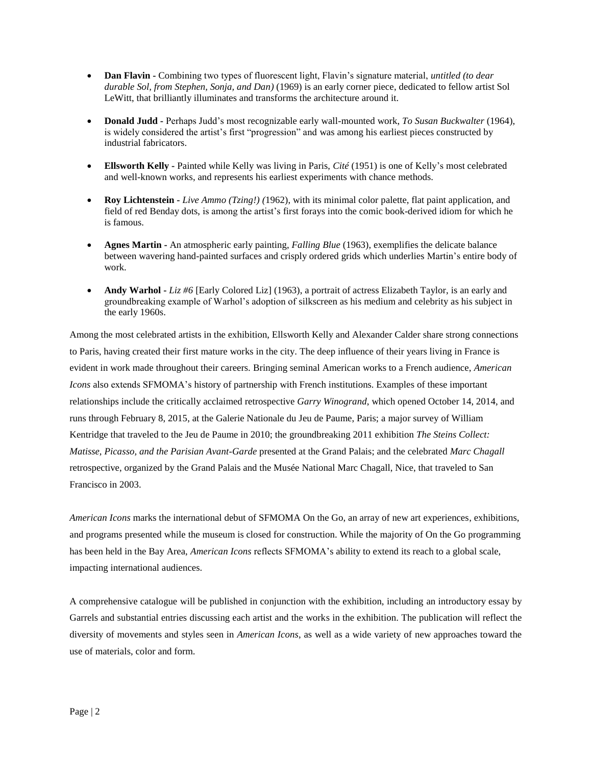- **Dan Flavin** - Combining two types of fluorescent light, Flavin's signature material, *untitled (to dear durable Sol, from Stephen, Sonja, and Dan)* (1969) is an early corner piece, dedicated to fellow artist Sol LeWitt, that brilliantly illuminates and transforms the architecture around it.

- **Donald Judd** - Perhaps Judd's most recognizable early wall-mounted work, *To Susan Buckwalter* (1964), is widely considered the artist's first "progression" and was among his earliest pieces constructed by industrial fabricators.

- **Ellsworth Kelly** - Painted while Kelly was living in Paris, *Cité* (1951) is one of Kelly's most celebrated and well-known works, and represents his earliest experiments with chance methods.

- **Roy Lichtenstein** - *Live Ammo (Tzing!) (*1962), with its minimal color palette, flat paint application, and field of red Benday dots, is among the artist's first forays into the comic book-derived idiom for which he is famous.

- **Agnes Martin** - An atmospheric early painting, *Falling Blue* (1963), exemplifies the delicate balance between wavering hand-painted surfaces and crisply ordered grids which underlies Martin's entire body of work.

- **Andy Warhol** - *Liz #6* [Early Colored Liz] (1963), a portrait of actress Elizabeth Taylor, is an early and groundbreaking example of Warhol's adoption of silkscreen as his medium and celebrity as his subject in the early 1960s.

Among the most celebrated artists in the exhibition, Ellsworth Kelly and Alexander Calder share strong connections to Paris, having created their first mature works in the city. The deep influence of their years living in France is evident in work made throughout their careers. Bringing seminal American works to a French audience, *American Icons* also extends SFMOMA's history of partnership with French institutions. Examples of these important relationships include the critically acclaimed retrospective *Garry Winogrand*, which opened October 14, 2014, and runs through February 8, 2015, at the Galerie Nationale du Jeu de Paume, Paris; a major survey of William Kentridge that traveled to the Jeu de Paume in 2010; the groundbreaking 2011 exhibition *The Steins Collect: Matisse, Picasso, and the Parisian Avant-Garde* presented at the Grand Palais; and the celebrated *Marc Chagall* retrospective, organized by the Grand Palais and the Musée National Marc Chagall, Nice, that traveled to San Francisco in 2003.

*American Icons* marks the international debut of SFMOMA On the Go, an array of new art experiences, exhibitions, and programs presented while the museum is closed for construction. While the majority of On the Go programming has been held in the Bay Area, *American Icons* reflects SFMOMA's ability to extend its reach to a global scale, impacting international audiences.

A comprehensive catalogue will be published in conjunction with the exhibition, including an introductory essay by Garrels and substantial entries discussing each artist and the works in the exhibition. The publication will reflect the diversity of movements and styles seen in *American Icons*, as well as a wide variety of new approaches toward the use of materials, color and form.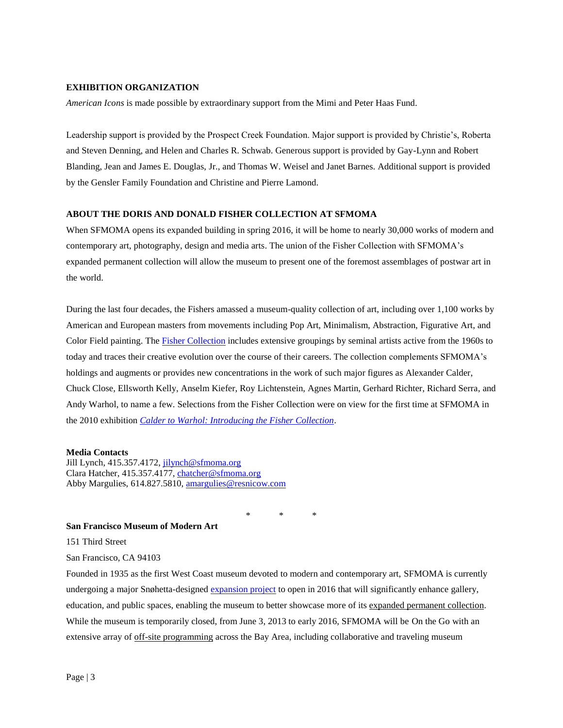## EXHIBITION ORGANIZATION

*American Icons* is made possible by extraordinary support from the Mimi and Peter Haas Fund.

Leadership support is provided by the Prospect Creek Foundation. Major support is provided by Christie's, Roberta and Steven Denning, and Helen and Charles R. Schwab. Generous support is provided by Gay-Lynn and Robert Blanding, Jean and James E. Douglas, Jr., and Thomas W. Weisel and Janet Barnes. Additional support is provided by the Gensler Family Foundation and Christine and Pierre Lamond.

## ABOUT THE DORIS AND DONALD FISHER COLLECTION AT SFMOMA

When SFMOMA opens its expanded building in spring 2016, it will be home to nearly 30,000 works of modern and contemporary art, photography, design and media arts. The union of the Fisher Collection with SFMOMA's expanded permanent collection will allow the museum to present one of the foremost assemblages of postwar art in the world.

During the last four decades, the Fishers amassed a museum-quality collection of art, including over 1,100 works by American and European masters from movements including Pop Art, Minimalism, Abstraction, Figurative Art, and Color Field painting. The Fisher Collection includes extensive groupings by seminal artists active from the 1960s to today and traces their creative evolution over the course of their careers. The collection complements SFMOMA's holdings and augments or provides new concentrations in the work of such major figures as Alexander Calder, Chuck Close, Ellsworth Kelly, Anselm Kiefer, Roy Lichtenstein, Agnes Martin, Gerhard Richter, Richard Serra, and Andy Warhol, to name a few. Selections from the Fisher Collection were on view for the first time at SFMOMA in the 2010 exhibition *Calder to Warhol: Introducing the Fisher Collection*.

**Media Contacts**
Jill Lynch, 415.357.4172, jilynch@sfmoma.org
Clara Hatcher, 415.357.4177, chatcher@sfmoma.org
Abby Margulies, 614.827.5810, amargulies@resnicow.com

\* \* \*

**San Francisco Museum of Modern Art**

151 Third Street

San Francisco, CA 94103

Founded in 1935 as the first West Coast museum devoted to modern and contemporary art, SFMOMA is currently undergoing a major Snøhetta-designed expansion project to open in 2016 that will significantly enhance gallery, education, and public spaces, enabling the museum to better showcase more of its expanded permanent collection. While the museum is temporarily closed, from June 3, 2013 to early 2016, SFMOMA will be On the Go with an extensive array of off-site programming across the Bay Area, including collaborative and traveling museum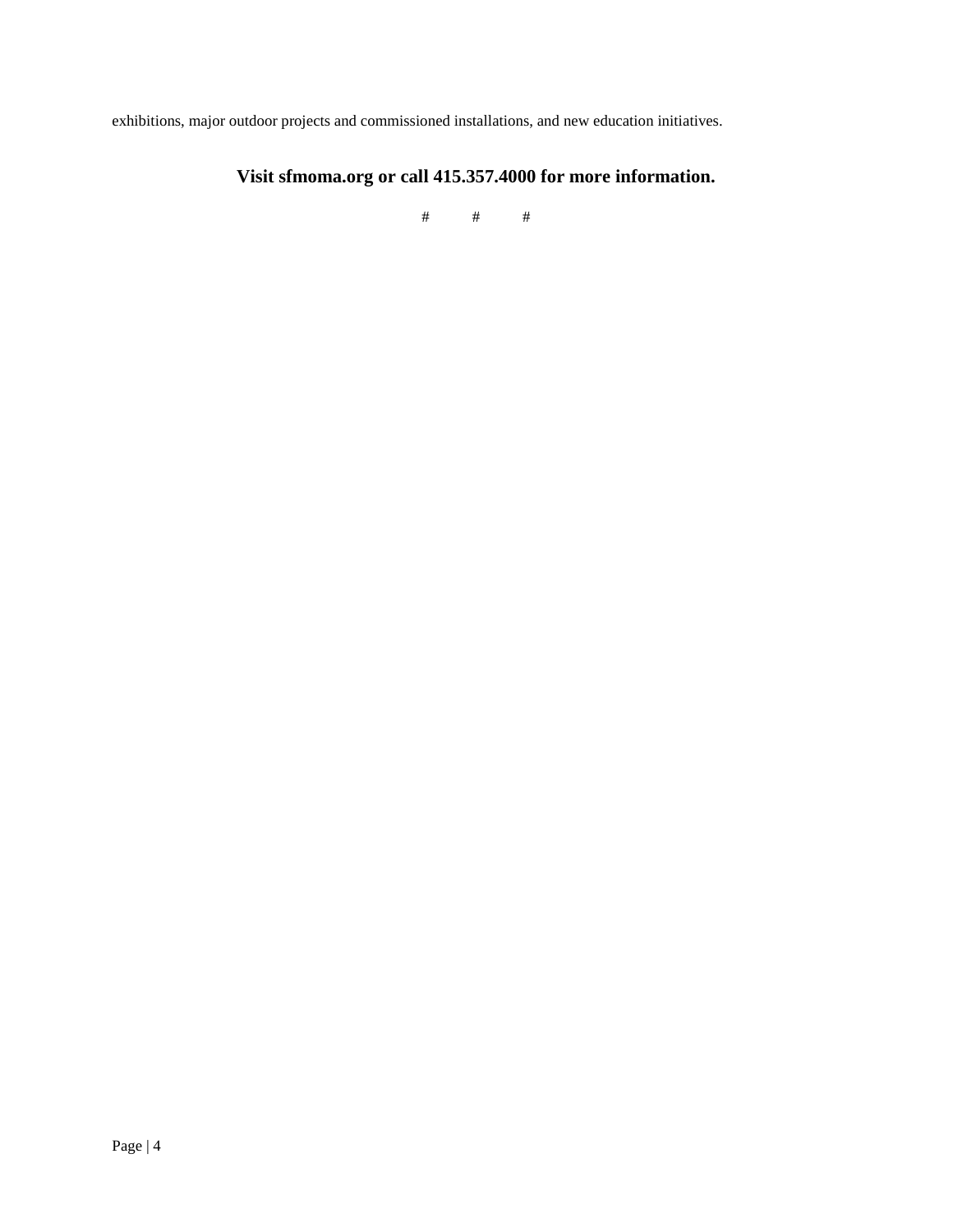exhibitions, major outdoor projects and commissioned installations, and new education initiatives.

**Visit sfmoma.org or call 415.357.4000 for more information.**

# # #